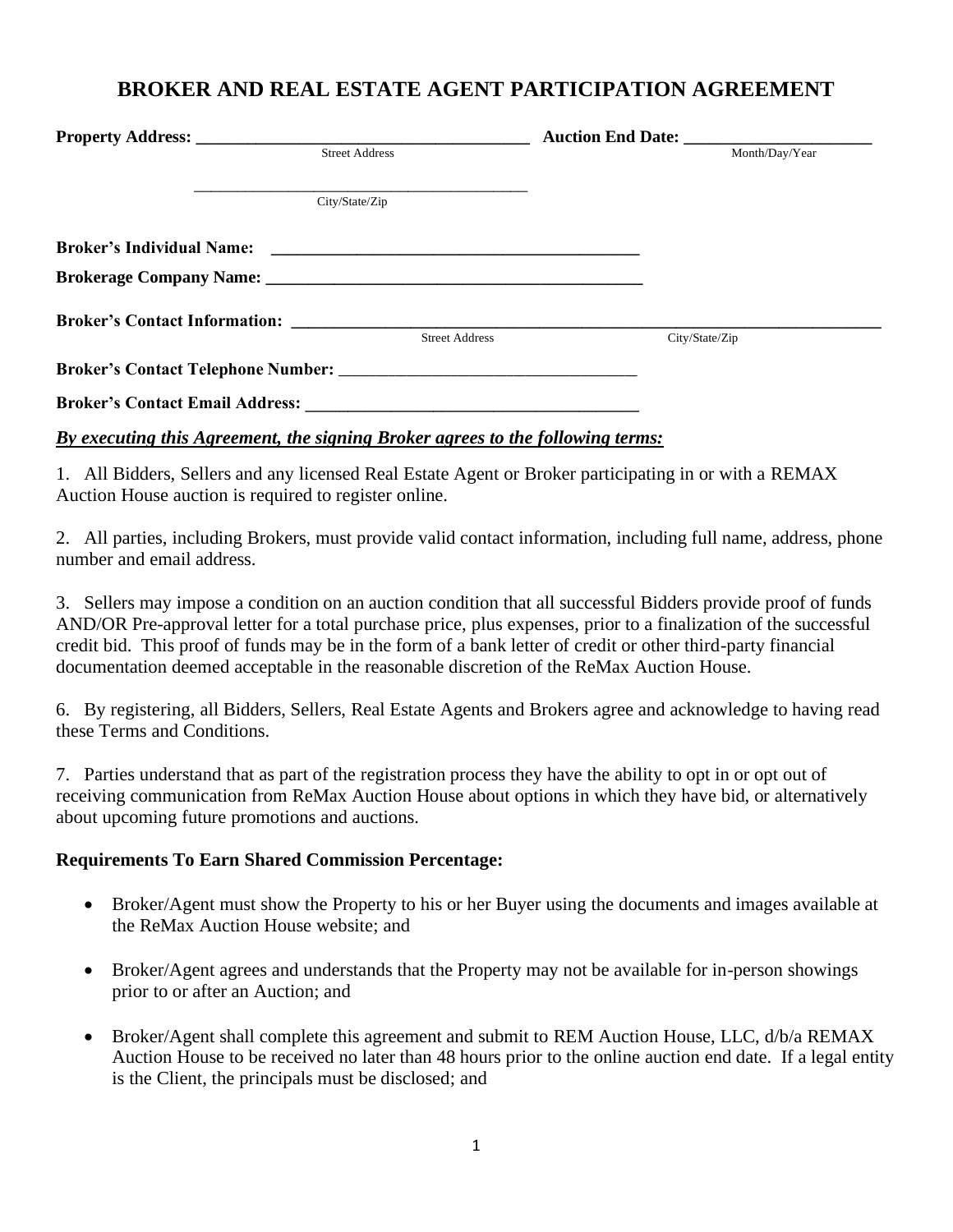# BROKER AND REAL ESTATE AGENT PARTICIPATION AGREEMENT

**Property Address:** ______________________________________ **Auction End Date:** ______________________
Street Address Month/Day/Year

______________________________________
City/State/Zip

**Broker's Individual Name:** ____________________________________________

**Brokerage Company Name:** ____________________________________________

**Broker's Contact Information:** ______________________________________________________________________
Street Address City/State/Zip

**Broker's Contact Telephone Number:** ___________________________________

**Broker's Contact Email Address:** ______________________________________

***By executing this Agreement, the signing Broker agrees to the following terms:***

1. All Bidders, Sellers and any licensed Real Estate Agent or Broker participating in or with a REMAX Auction House auction is required to register online.

2. All parties, including Brokers, must provide valid contact information, including full name, address, phone number and email address.

3. Sellers may impose a condition on an auction condition that all successful Bidders provide proof of funds AND/OR Pre-approval letter for a total purchase price, plus expenses, prior to a finalization of the successful credit bid. This proof of funds may be in the form of a bank letter of credit or other third-party financial documentation deemed acceptable in the reasonable discretion of the ReMax Auction House.

6. By registering, all Bidders, Sellers, Real Estate Agents and Brokers agree and acknowledge to having read these Terms and Conditions.

7. Parties understand that as part of the registration process they have the ability to opt in or opt out of receiving communication from ReMax Auction House about options in which they have bid, or alternatively about upcoming future promotions and auctions.

**Requirements To Earn Shared Commission Percentage:**

- Broker/Agent must show the Property to his or her Buyer using the documents and images available at the ReMax Auction House website; and

- Broker/Agent agrees and understands that the Property may not be available for in-person showings prior to or after an Auction; and

- Broker/Agent shall complete this agreement and submit to REM Auction House, LLC, d/b/a REMAX Auction House to be received no later than 48 hours prior to the online auction end date. If a legal entity is the Client, the principals must be disclosed; and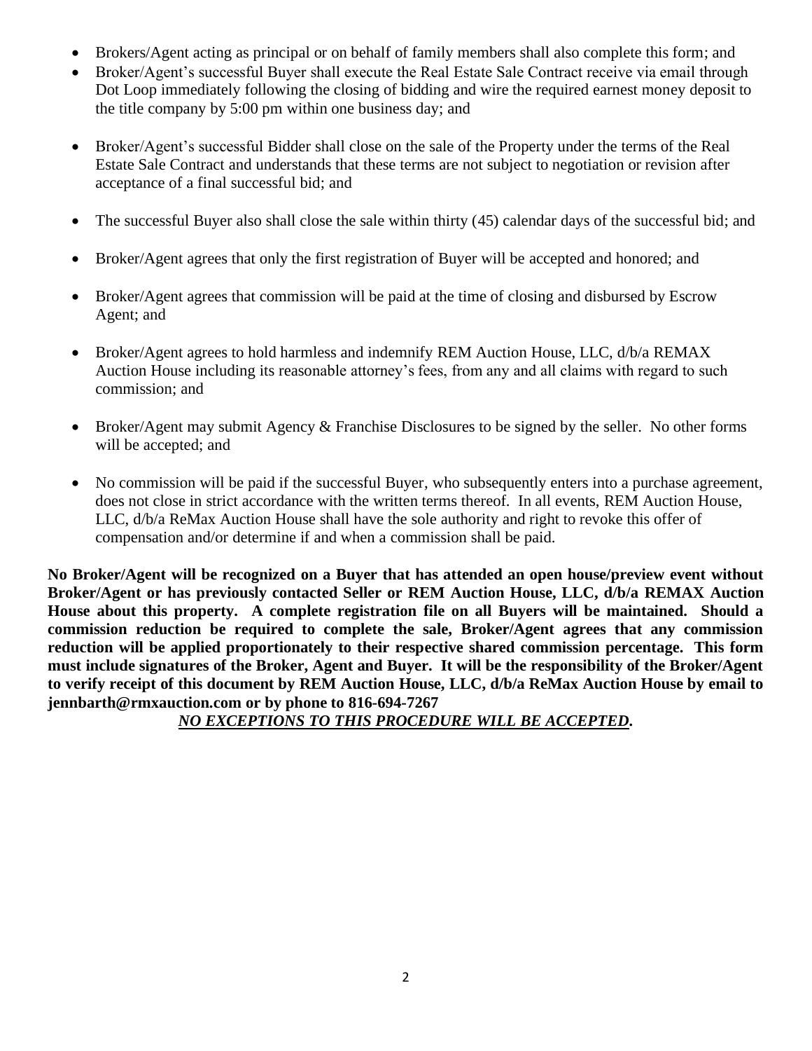- Brokers/Agent acting as principal or on behalf of family members shall also complete this form; and
- Broker/Agent's successful Buyer shall execute the Real Estate Sale Contract receive via email through Dot Loop immediately following the closing of bidding and wire the required earnest money deposit to the title company by 5:00 pm within one business day; and
- Broker/Agent's successful Bidder shall close on the sale of the Property under the terms of the Real Estate Sale Contract and understands that these terms are not subject to negotiation or revision after acceptance of a final successful bid; and
- The successful Buyer also shall close the sale within thirty (45) calendar days of the successful bid; and
- Broker/Agent agrees that only the first registration of Buyer will be accepted and honored; and
- Broker/Agent agrees that commission will be paid at the time of closing and disbursed by Escrow Agent; and
- Broker/Agent agrees to hold harmless and indemnify REM Auction House, LLC, d/b/a REMAX Auction House including its reasonable attorney's fees, from any and all claims with regard to such commission; and
- Broker/Agent may submit Agency & Franchise Disclosures to be signed by the seller. No other forms will be accepted; and
- No commission will be paid if the successful Buyer, who subsequently enters into a purchase agreement, does not close in strict accordance with the written terms thereof. In all events, REM Auction House, LLC, d/b/a ReMax Auction House shall have the sole authority and right to revoke this offer of compensation and/or determine if and when a commission shall be paid.

**No Broker/Agent will be recognized on a Buyer that has attended an open house/preview event without Broker/Agent or has previously contacted Seller or REM Auction House, LLC, d/b/a REMAX Auction House about this property. A complete registration file on all Buyers will be maintained. Should a commission reduction be required to complete the sale, Broker/Agent agrees that any commission reduction will be applied proportionately to their respective shared commission percentage. This form must include signatures of the Broker, Agent and Buyer. It will be the responsibility of the Broker/Agent to verify receipt of this document by REM Auction House, LLC, d/b/a ReMax Auction House by email to jennbarth@rmxauction.com or by phone to 816-694-7267**

***NO EXCEPTIONS TO THIS PROCEDURE WILL BE ACCEPTED.***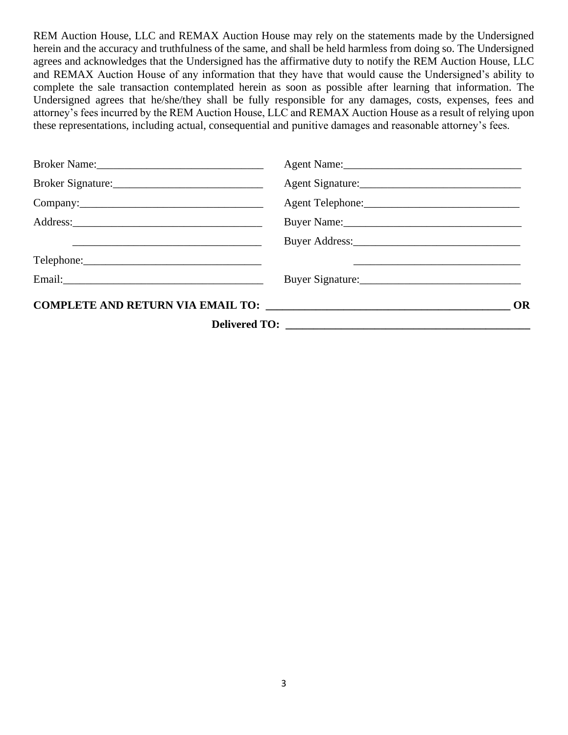REM Auction House, LLC and REMAX Auction House may rely on the statements made by the Undersigned herein and the accuracy and truthfulness of the same, and shall be held harmless from doing so. The Undersigned agrees and acknowledges that the Undersigned has the affirmative duty to notify the REM Auction House, LLC and REMAX Auction House of any information that they have that would cause the Undersigned's ability to complete the sale transaction contemplated herein as soon as possible after learning that information. The Undersigned agrees that he/she/they shall be fully responsible for any damages, costs, expenses, fees and attorney's fees incurred by the REM Auction House, LLC and REMAX Auction House as a result of relying upon these representations, including actual, consequential and punitive damages and reasonable attorney's fees.

| | |
|---|---|
| Broker Name:______________________________ | Agent Name:________________________________ |
| Broker Signature:___________________________ | Agent Signature:_____________________________ |
| Company:_________________________________ | Agent Telephone:____________________________ |
| Address:__________________________________ | Buyer Name:________________________________ |
| __________________________________ | Buyer Address:______________________________ |
| Telephone:________________________________ | ______________________________ |
| Email:____________________________________ | Buyer Signature:_____________________________ |

**COMPLETE AND RETURN VIA EMAIL TO: _____________________________________________ OR**

**Delivered TO: _____________________________________________**